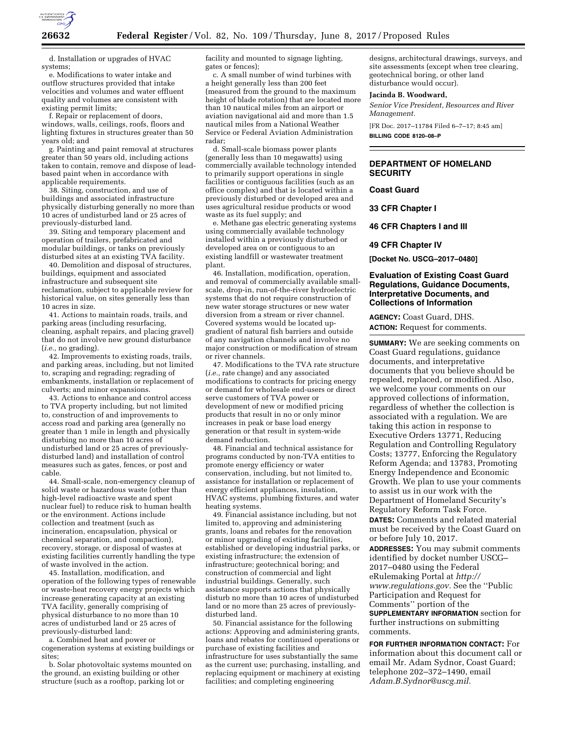d. Installation or upgrades of HVAC systems;

e. Modifications to water intake and outflow structures provided that intake velocities and volumes and water effluent quality and volumes are consistent with existing permit limits;

f. Repair or replacement of doors, windows, walls, ceilings, roofs, floors and lighting fixtures in structures greater than 50 years old; and

g. Painting and paint removal at structures greater than 50 years old, including actions taken to contain, remove and dispose of lead-based paint when in accordance with applicable requirements.

38. Siting, construction, and use of buildings and associated infrastructure physically disturbing generally no more than 10 acres of undisturbed land or 25 acres of previously-disturbed land.

39. Siting and temporary placement and operation of trailers, prefabricated and modular buildings, or tanks on previously disturbed sites at an existing TVA facility.

40. Demolition and disposal of structures, buildings, equipment and associated infrastructure and subsequent site reclamation, subject to applicable review for historical value, on sites generally less than 10 acres in size.

41. Actions to maintain roads, trails, and parking areas (including resurfacing, cleaning, asphalt repairs, and placing gravel) that do not involve new ground disturbance (*i.e.,* no grading).

42. Improvements to existing roads, trails, and parking areas, including, but not limited to, scraping and regrading; regrading of embankments, installation or replacement of culverts; and minor expansions.

43. Actions to enhance and control access to TVA property including, but not limited to, construction of and improvements to access road and parking area (generally no greater than 1 mile in length and physically disturbing no more than 10 acres of undisturbed land or 25 acres of previously-disturbed land) and installation of control measures such as gates, fences, or post and cable.

44. Small-scale, non-emergency cleanup of solid waste or hazardous waste (other than high-level radioactive waste and spent nuclear fuel) to reduce risk to human health or the environment. Actions include collection and treatment (such as incineration, encapsulation, physical or chemical separation, and compaction), recovery, storage, or disposal of wastes at existing facilities currently handling the type of waste involved in the action.

45. Installation, modification, and operation of the following types of renewable or waste-heat recovery energy projects which increase generating capacity at an existing TVA facility, generally comprising of physical disturbance to no more than 10 acres of undisturbed land or 25 acres of previously-disturbed land:

a. Combined heat and power or cogeneration systems at existing buildings or sites;

b. Solar photovoltaic systems mounted on the ground, an existing building or other structure (such as a rooftop, parking lot or facility and mounted to signage lighting, gates or fences);

c. A small number of wind turbines with a height generally less than 200 feet (measured from the ground to the maximum height of blade rotation) that are located more than 10 nautical miles from an airport or aviation navigational aid and more than 1.5 nautical miles from a National Weather Service or Federal Aviation Administration radar;

d. Small-scale biomass power plants (generally less than 10 megawatts) using commercially available technology intended to primarily support operations in single facilities or contiguous facilities (such as an office complex) and that is located within a previously disturbed or developed area and uses agricultural residue products or wood waste as its fuel supply; and

e. Methane gas electric generating systems using commercially available technology installed within a previously disturbed or developed area on or contiguous to an existing landfill or wastewater treatment plant.

46. Installation, modification, operation, and removal of commercially available small-scale, drop-in, run-of-the-river hydroelectric systems that do not require construction of new water storage structures or new water diversion from a stream or river channel. Covered systems would be located up-gradient of natural fish barriers and outside of any navigation channels and involve no major construction or modification of stream or river channels.

47. Modifications to the TVA rate structure (*i.e.,* rate change) and any associated modifications to contracts for pricing energy or demand for wholesale end-users or direct serve customers of TVA power or development of new or modified pricing products that result in no or only minor increases in peak or base load energy generation or that result in system-wide demand reduction.

48. Financial and technical assistance for programs conducted by non-TVA entities to promote energy efficiency or water conservation, including, but not limited to, assistance for installation or replacement of energy efficient appliances, insulation, HVAC systems, plumbing fixtures, and water heating systems.

49. Financial assistance including, but not limited to, approving and administering grants, loans and rebates for the renovation or minor upgrading of existing facilities, established or developing industrial parks, or existing infrastructure; the extension of infrastructure; geotechnical boring; and construction of commercial and light industrial buildings. Generally, such assistance supports actions that physically disturb no more than 10 acres of undisturbed land or no more than 25 acres of previously-disturbed land.

50. Financial assistance for the following actions: Approving and administering grants, loans and rebates for continued operations or purchase of existing facilities and infrastructure for uses substantially the same as the current use; purchasing, installing, and replacing equipment or machinery at existing facilities; and completing engineering designs, architectural drawings, surveys, and site assessments (except when tree clearing, geotechnical boring, or other land disturbance would occur).

**Jacinda B. Woodward,**

*Senior Vice President, Resources and River Management.*

[FR Doc. 2017–11784 Filed 6–7–17; 8:45 am]

**BILLING CODE 8120–08–P**

---

## DEPARTMENT OF HOMELAND SECURITY

### Coast Guard

### 33 CFR Chapter I

### 46 CFR Chapters I and III

### 49 CFR Chapter IV

**[Docket No. USCG–2017–0480]**

## Evaluation of Existing Coast Guard Regulations, Guidance Documents, Interpretative Documents, and Collections of Information

**AGENCY:** Coast Guard, DHS.

**ACTION:** Request for comments.

**SUMMARY:** We are seeking comments on Coast Guard regulations, guidance documents, and interpretative documents that you believe should be repealed, replaced, or modified. Also, we welcome your comments on our approved collections of information, regardless of whether the collection is associated with a regulation. We are taking this action in response to Executive Orders 13771, Reducing Regulation and Controlling Regulatory Costs; 13777, Enforcing the Regulatory Reform Agenda; and 13783, Promoting Energy Independence and Economic Growth. We plan to use your comments to assist us in our work with the Department of Homeland Security's Regulatory Reform Task Force.

**DATES:** Comments and related material must be received by the Coast Guard on or before July 10, 2017.

**ADDRESSES:** You may submit comments identified by docket number USCG–2017–0480 using the Federal eRulemaking Portal at *http://www.regulations.gov.* See the ''Public Participation and Request for Comments'' portion of the **SUPPLEMENTARY INFORMATION** section for further instructions on submitting comments.

**FOR FURTHER INFORMATION CONTACT:** For information about this document call or email Mr. Adam Sydnor, Coast Guard; telephone 202–372–1490, email *Adam.B.Sydnor@uscg.mil.*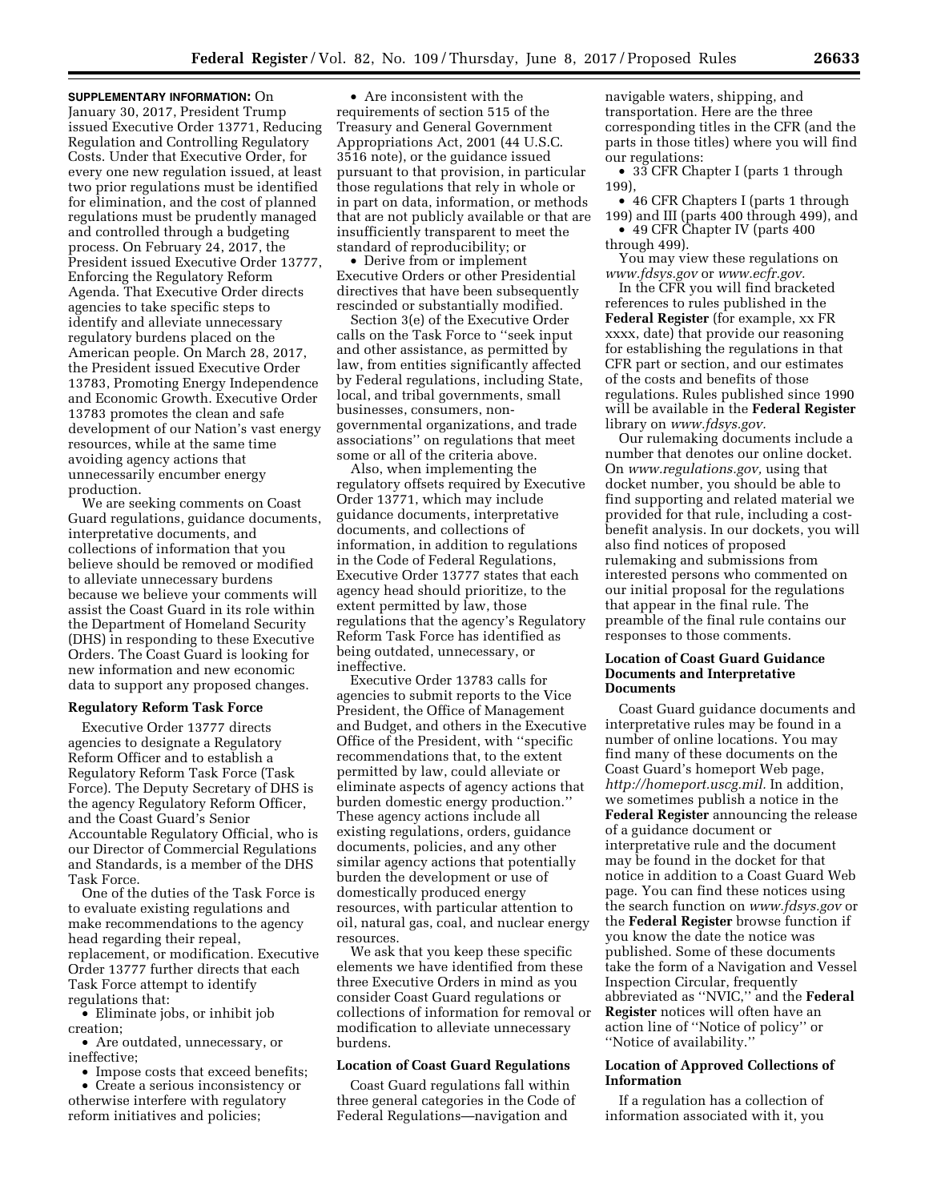**SUPPLEMENTARY INFORMATION:** On January 30, 2017, President Trump issued Executive Order 13771, Reducing Regulation and Controlling Regulatory Costs. Under that Executive Order, for every one new regulation issued, at least two prior regulations must be identified for elimination, and the cost of planned regulations must be prudently managed and controlled through a budgeting process. On February 24, 2017, the President issued Executive Order 13777, Enforcing the Regulatory Reform Agenda. That Executive Order directs agencies to take specific steps to identify and alleviate unnecessary regulatory burdens placed on the American people. On March 28, 2017, the President issued Executive Order 13783, Promoting Energy Independence and Economic Growth. Executive Order 13783 promotes the clean and safe development of our Nation's vast energy resources, while at the same time avoiding agency actions that unnecessarily encumber energy production.

We are seeking comments on Coast Guard regulations, guidance documents, interpretative documents, and collections of information that you believe should be removed or modified to alleviate unnecessary burdens because we believe your comments will assist the Coast Guard in its role within the Department of Homeland Security (DHS) in responding to these Executive Orders. The Coast Guard is looking for new information and new economic data to support any proposed changes.

**Regulatory Reform Task Force**

Executive Order 13777 directs agencies to designate a Regulatory Reform Officer and to establish a Regulatory Reform Task Force (Task Force). The Deputy Secretary of DHS is the agency Regulatory Reform Officer, and the Coast Guard's Senior Accountable Regulatory Official, who is our Director of Commercial Regulations and Standards, is a member of the DHS Task Force.

One of the duties of the Task Force is to evaluate existing regulations and make recommendations to the agency head regarding their repeal, replacement, or modification. Executive Order 13777 further directs that each Task Force attempt to identify regulations that:

- Eliminate jobs, or inhibit job creation;
- Are outdated, unnecessary, or ineffective;
- Impose costs that exceed benefits;
- Create a serious inconsistency or otherwise interfere with regulatory reform initiatives and policies;
- Are inconsistent with the requirements of section 515 of the Treasury and General Government Appropriations Act, 2001 (44 U.S.C. 3516 note), or the guidance issued pursuant to that provision, in particular those regulations that rely in whole or in part on data, information, or methods that are not publicly available or that are insufficiently transparent to meet the standard of reproducibility; or
- Derive from or implement Executive Orders or other Presidential directives that have been subsequently rescinded or substantially modified.

Section 3(e) of the Executive Order calls on the Task Force to "seek input and other assistance, as permitted by law, from entities significantly affected by Federal regulations, including State, local, and tribal governments, small businesses, consumers, non-governmental organizations, and trade associations" on regulations that meet some or all of the criteria above.

Also, when implementing the regulatory offsets required by Executive Order 13771, which may include guidance documents, interpretative documents, and collections of information, in addition to regulations in the Code of Federal Regulations, Executive Order 13777 states that each agency head should prioritize, to the extent permitted by law, those regulations that the agency's Regulatory Reform Task Force has identified as being outdated, unnecessary, or ineffective.

Executive Order 13783 calls for agencies to submit reports to the Vice President, the Office of Management and Budget, and others in the Executive Office of the President, with "specific recommendations that, to the extent permitted by law, could alleviate or eliminate aspects of agency actions that burden domestic energy production." These agency actions include all existing regulations, orders, guidance documents, policies, and any other similar agency actions that potentially burden the development or use of domestically produced energy resources, with particular attention to oil, natural gas, coal, and nuclear energy resources.

We ask that you keep these specific elements we have identified from these three Executive Orders in mind as you consider Coast Guard regulations or collections of information for removal or modification to alleviate unnecessary burdens.

**Location of Coast Guard Regulations**

Coast Guard regulations fall within three general categories in the Code of Federal Regulations—navigation and navigable waters, shipping, and transportation. Here are the three corresponding titles in the CFR (and the parts in those titles) where you will find our regulations:

- 33 CFR Chapter I (parts 1 through 199),
- 46 CFR Chapters I (parts 1 through 199) and III (parts 400 through 499), and
- 49 CFR Chapter IV (parts 400 through 499).

You may view these regulations on *www.fdsys.gov* or *www.ecfr.gov.*

In the CFR you will find bracketed references to rules published in the **Federal Register** (for example, xx FR xxxx, date) that provide our reasoning for establishing the regulations in that CFR part or section, and our estimates of the costs and benefits of those regulations. Rules published since 1990 will be available in the **Federal Register** library on *www.fdsys.gov.*

Our rulemaking documents include a number that denotes our online docket. On *www.regulations.gov,* using that docket number, you should be able to find supporting and related material we provided for that rule, including a cost-benefit analysis. In our dockets, you will also find notices of proposed rulemaking and submissions from interested persons who commented on our initial proposal for the regulations that appear in the final rule. The preamble of the final rule contains our responses to those comments.

**Location of Coast Guard Guidance Documents and Interpretative Documents**

Coast Guard guidance documents and interpretative rules may be found in a number of online locations. You may find many of these documents on the Coast Guard's homeport Web page, *http://homeport.uscg.mil.* In addition, we sometimes publish a notice in the **Federal Register** announcing the release of a guidance document or interpretative rule and the document may be found in the docket for that notice in addition to a Coast Guard Web page. You can find these notices using the search function on *www.fdsys.gov* or the **Federal Register** browse function if you know the date the notice was published. Some of these documents take the form of a Navigation and Vessel Inspection Circular, frequently abbreviated as "NVIC," and the **Federal Register** notices will often have an action line of "Notice of policy" or "Notice of availability."

**Location of Approved Collections of Information**

If a regulation has a collection of information associated with it, you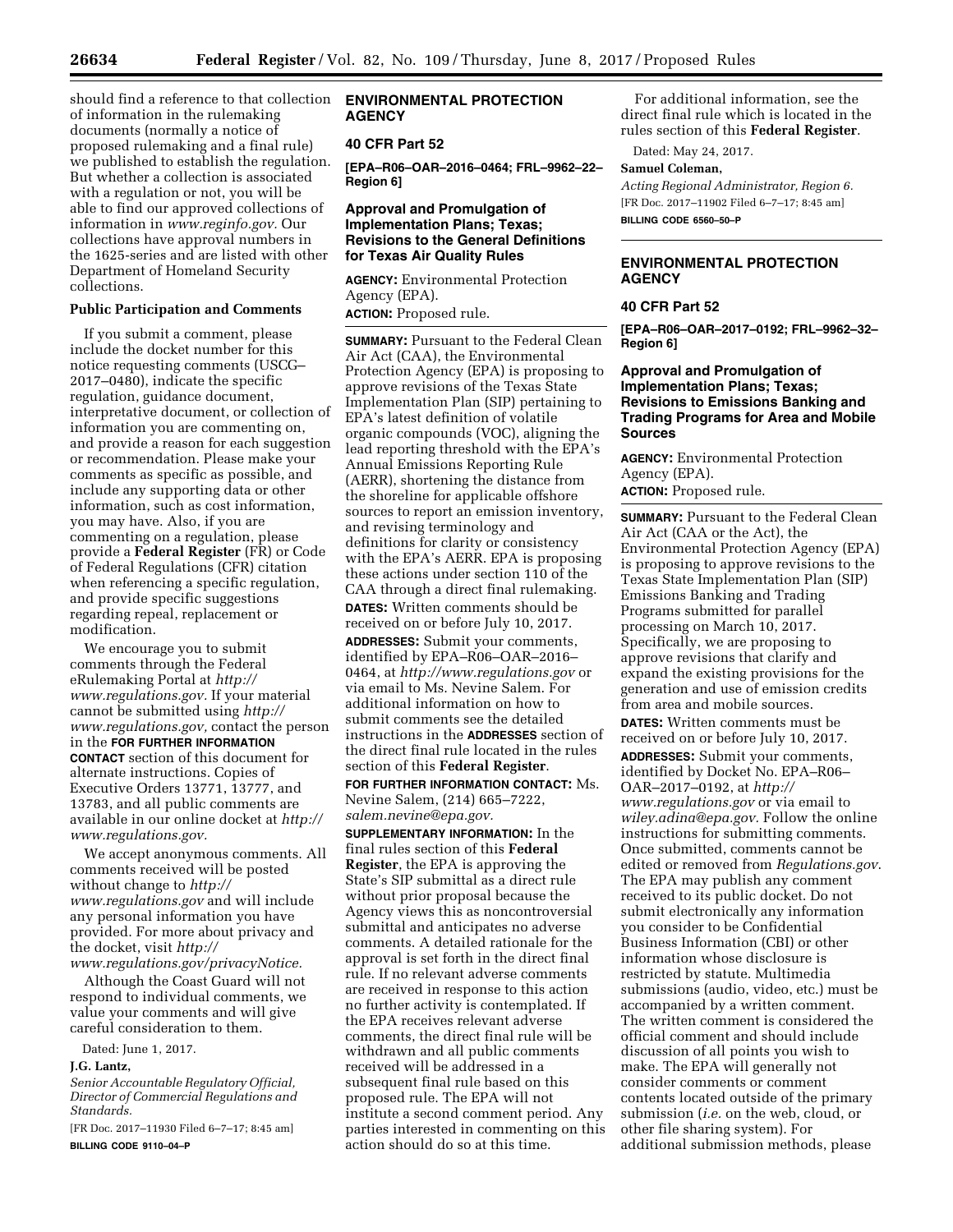should find a reference to that collection of information in the rulemaking documents (normally a notice of proposed rulemaking and a final rule) we published to establish the regulation. But whether a collection is associated with a regulation or not, you will be able to find our approved collections of information in *www.reginfo.gov.* Our collections have approval numbers in the 1625-series and are listed with other Department of Homeland Security collections.

**Public Participation and Comments**

If you submit a comment, please include the docket number for this notice requesting comments (USCG–2017–0480), indicate the specific regulation, guidance document, interpretative document, or collection of information you are commenting on, and provide a reason for each suggestion or recommendation. Please make your comments as specific as possible, and include any supporting data or other information, such as cost information, you may have. Also, if you are commenting on a regulation, please provide a **Federal Register** (FR) or Code of Federal Regulations (CFR) citation when referencing a specific regulation, and provide specific suggestions regarding repeal, replacement or modification.

We encourage you to submit comments through the Federal eRulemaking Portal at *http://www.regulations.gov.* If your material cannot be submitted using *http://www.regulations.gov,* contact the person in the **FOR FURTHER INFORMATION CONTACT** section of this document for alternate instructions. Copies of Executive Orders 13771, 13777, and 13783, and all public comments are available in our online docket at *http://www.regulations.gov.*

We accept anonymous comments. All comments received will be posted without change to *http://www.regulations.gov* and will include any personal information you have provided. For more about privacy and the docket, visit *http://www.regulations.gov/privacyNotice.*

Although the Coast Guard will not respond to individual comments, we value your comments and will give careful consideration to them.

Dated: June 1, 2017.

**J.G. Lantz,**

*Senior Accountable Regulatory Official, Director of Commercial Regulations and Standards.*

[FR Doc. 2017–11930 Filed 6–7–17; 8:45 am]

**BILLING CODE 9110–04–P**

---

## ENVIRONMENTAL PROTECTION AGENCY

### 40 CFR Part 52

**[EPA–R06–OAR–2016–0464; FRL–9962–22–Region 6]**

### Approval and Promulgation of Implementation Plans; Texas; Revisions to the General Definitions for Texas Air Quality Rules

**AGENCY:** Environmental Protection Agency (EPA).

**ACTION:** Proposed rule.

**SUMMARY:** Pursuant to the Federal Clean Air Act (CAA), the Environmental Protection Agency (EPA) is proposing to approve revisions of the Texas State Implementation Plan (SIP) pertaining to EPA's latest definition of volatile organic compounds (VOC), aligning the lead reporting threshold with the EPA's Annual Emissions Reporting Rule (AERR), shortening the distance from the shoreline for applicable offshore sources to report an emission inventory, and revising terminology and definitions for clarity or consistency with the EPA's AERR. EPA is proposing these actions under section 110 of the CAA through a direct final rulemaking.

**DATES:** Written comments should be received on or before July 10, 2017.

**ADDRESSES:** Submit your comments, identified by EPA–R06–OAR–2016–0464, at *http://www.regulations.gov* or via email to Ms. Nevine Salem. For additional information on how to submit comments see the detailed instructions in the **ADDRESSES** section of the direct final rule located in the rules section of this **Federal Register**.

**FOR FURTHER INFORMATION CONTACT:** Ms. Nevine Salem, (214) 665–7222, *salem.nevine@epa.gov.*

**SUPPLEMENTARY INFORMATION:** In the final rules section of this **Federal Register**, the EPA is approving the State's SIP submittal as a direct rule without prior proposal because the Agency views this as noncontroversial submittal and anticipates no adverse comments. A detailed rationale for the approval is set forth in the direct final rule. If no relevant adverse comments are received in response to this action no further activity is contemplated. If the EPA receives relevant adverse comments, the direct final rule will be withdrawn and all public comments received will be addressed in a subsequent final rule based on this proposed rule. The EPA will not institute a second comment period. Any parties interested in commenting on this action should do so at this time.

For additional information, see the direct final rule which is located in the rules section of this **Federal Register**.

Dated: May 24, 2017.

**Samuel Coleman,**

*Acting Regional Administrator, Region 6.*

[FR Doc. 2017–11902 Filed 6–7–17; 8:45 am]

**BILLING CODE 6560–50–P**

---

## ENVIRONMENTAL PROTECTION AGENCY

### 40 CFR Part 52

**[EPA–R06–OAR–2017–0192; FRL–9962–32–Region 6]**

### Approval and Promulgation of Implementation Plans; Texas; Revisions to Emissions Banking and Trading Programs for Area and Mobile Sources

**AGENCY:** Environmental Protection Agency (EPA).

**ACTION:** Proposed rule.

**SUMMARY:** Pursuant to the Federal Clean Air Act (CAA or the Act), the Environmental Protection Agency (EPA) is proposing to approve revisions to the Texas State Implementation Plan (SIP) Emissions Banking and Trading Programs submitted for parallel processing on March 10, 2017. Specifically, we are proposing to approve revisions that clarify and expand the existing provisions for the generation and use of emission credits from area and mobile sources.

**DATES:** Written comments must be received on or before July 10, 2017.

**ADDRESSES:** Submit your comments, identified by Docket No. EPA–R06–OAR–2017–0192, at *http://www.regulations.gov* or via email to *wiley.adina@epa.gov.* Follow the online instructions for submitting comments. Once submitted, comments cannot be edited or removed from *Regulations.gov*. The EPA may publish any comment received to its public docket. Do not submit electronically any information you consider to be Confidential Business Information (CBI) or other information whose disclosure is restricted by statute. Multimedia submissions (audio, video, etc.) must be accompanied by a written comment. The written comment is considered the official comment and should include discussion of all points you wish to make. The EPA will generally not consider comments or comment contents located outside of the primary submission (*i.e.* on the web, cloud, or other file sharing system). For additional submission methods, please